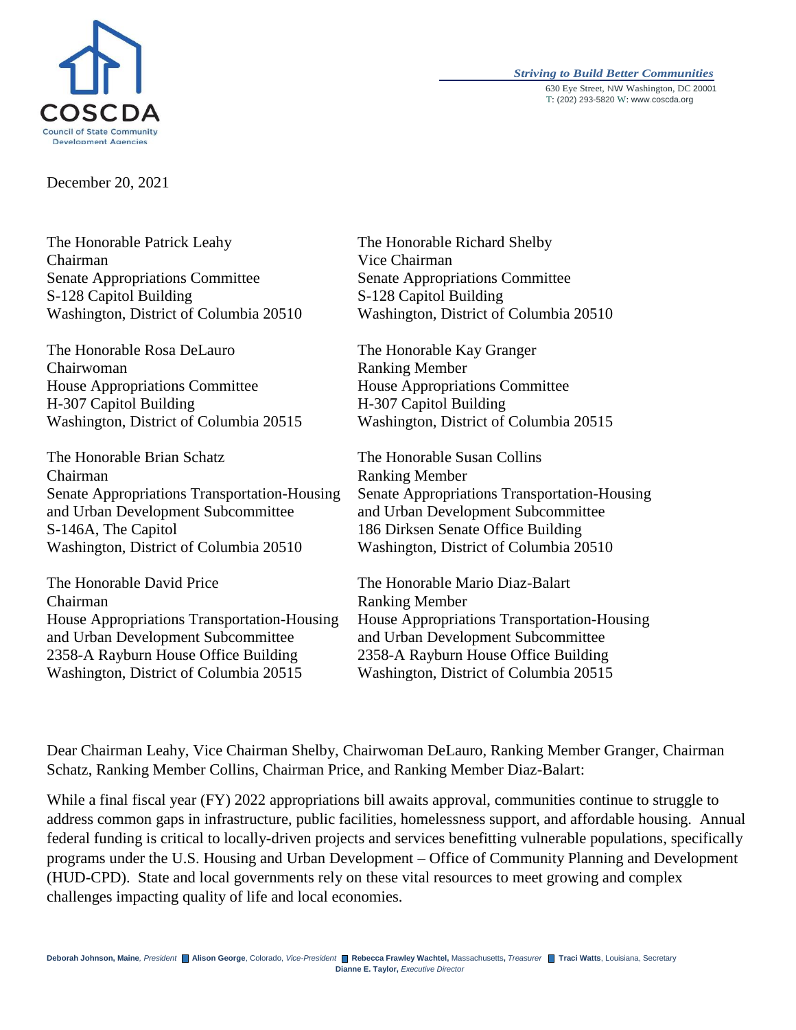COSCDA
Council of State Community Development Agencies

*Striving to Build Better Communities*

630 Eye Street, NW Washington, DC 20001
T: (202) 293-5820 W: www.coscda.org

December 20, 2021

The Honorable Patrick Leahy
Chairman
Senate Appropriations Committee
S-128 Capitol Building
Washington, District of Columbia 20510

The Honorable Richard Shelby
Vice Chairman
Senate Appropriations Committee
S-128 Capitol Building
Washington, District of Columbia 20510

The Honorable Rosa DeLauro
Chairwoman
House Appropriations Committee
H-307 Capitol Building
Washington, District of Columbia 20515

The Honorable Kay Granger
Ranking Member
House Appropriations Committee
H-307 Capitol Building
Washington, District of Columbia 20515

The Honorable Brian Schatz
Chairman
Senate Appropriations Transportation-Housing and Urban Development Subcommittee
S-146A, The Capitol
Washington, District of Columbia 20510

The Honorable Susan Collins
Ranking Member
Senate Appropriations Transportation-Housing and Urban Development Subcommittee
186 Dirksen Senate Office Building
Washington, District of Columbia 20510

The Honorable David Price
Chairman
House Appropriations Transportation-Housing and Urban Development Subcommittee
2358-A Rayburn House Office Building
Washington, District of Columbia 20515

The Honorable Mario Diaz-Balart
Ranking Member
House Appropriations Transportation-Housing and Urban Development Subcommittee
2358-A Rayburn House Office Building
Washington, District of Columbia 20515

Dear Chairman Leahy, Vice Chairman Shelby, Chairwoman DeLauro, Ranking Member Granger, Chairman Schatz, Ranking Member Collins, Chairman Price, and Ranking Member Diaz-Balart:

While a final fiscal year (FY) 2022 appropriations bill awaits approval, communities continue to struggle to address common gaps in infrastructure, public facilities, homelessness support, and affordable housing. Annual federal funding is critical to locally-driven projects and services benefitting vulnerable populations, specifically programs under the U.S. Housing and Urban Development – Office of Community Planning and Development (HUD-CPD). State and local governments rely on these vital resources to meet growing and complex challenges impacting quality of life and local economies.

**Deborah Johnson, Maine**, *President* **Alison George**, Colorado, *Vice-President* **Rebecca Frawley Wachtel,** Massachusetts**,** *Treasurer* **Traci Watts**, Louisiana, Secretary
**Dianne E. Taylor,** *Executive Director*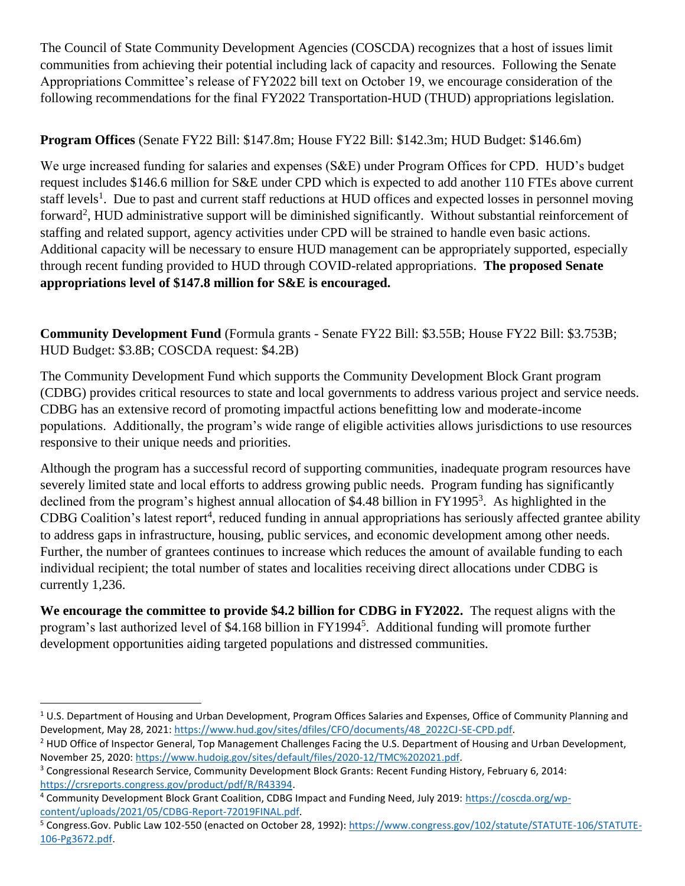The Council of State Community Development Agencies (COSCDA) recognizes that a host of issues limit communities from achieving their potential including lack of capacity and resources. Following the Senate Appropriations Committee's release of FY2022 bill text on October 19, we encourage consideration of the following recommendations for the final FY2022 Transportation-HUD (THUD) appropriations legislation.

**Program Offices** (Senate FY22 Bill: $147.8m; House FY22 Bill: $142.3m; HUD Budget: $146.6m)

We urge increased funding for salaries and expenses (S&E) under Program Offices for CPD. HUD's budget request includes $146.6 million for S&E under CPD which is expected to add another 110 FTEs above current staff levels[1]. Due to past and current staff reductions at HUD offices and expected losses in personnel moving forward[2], HUD administrative support will be diminished significantly. Without substantial reinforcement of staffing and related support, agency activities under CPD will be strained to handle even basic actions. Additional capacity will be necessary to ensure HUD management can be appropriately supported, especially through recent funding provided to HUD through COVID-related appropriations. **The proposed Senate appropriations level of $147.8 million for S&E is encouraged.**

**Community Development Fund** (Formula grants - Senate FY22 Bill: $3.55B; House FY22 Bill: $3.753B; HUD Budget: $3.8B; COSCDA request: $4.2B)

The Community Development Fund which supports the Community Development Block Grant program (CDBG) provides critical resources to state and local governments to address various project and service needs. CDBG has an extensive record of promoting impactful actions benefitting low and moderate-income populations. Additionally, the program's wide range of eligible activities allows jurisdictions to use resources responsive to their unique needs and priorities.

Although the program has a successful record of supporting communities, inadequate program resources have severely limited state and local efforts to address growing public needs. Program funding has significantly declined from the program's highest annual allocation of $4.48 billion in FY1995[3]. As highlighted in the CDBG Coalition's latest report[4], reduced funding in annual appropriations has seriously affected grantee ability to address gaps in infrastructure, housing, public services, and economic development among other needs. Further, the number of grantees continues to increase which reduces the amount of available funding to each individual recipient; the total number of states and localities receiving direct allocations under CDBG is currently 1,236.

**We encourage the committee to provide $4.2 billion for CDBG in FY2022.** The request aligns with the program's last authorized level of $4.168 billion in FY1994[5]. Additional funding will promote further development opportunities aiding targeted populations and distressed communities.

---

[1] U.S. Department of Housing and Urban Development, Program Offices Salaries and Expenses, Office of Community Planning and Development, May 28, 2021: https://www.hud.gov/sites/dfiles/CFO/documents/48_2022CJ-SE-CPD.pdf.

[2] HUD Office of Inspector General, Top Management Challenges Facing the U.S. Department of Housing and Urban Development, November 25, 2020: https://www.hudoig.gov/sites/default/files/2020-12/TMC%202021.pdf.

[3] Congressional Research Service, Community Development Block Grants: Recent Funding History, February 6, 2014: https://crsreports.congress.gov/product/pdf/R/R43394.

[4] Community Development Block Grant Coalition, CDBG Impact and Funding Need, July 2019: https://coscda.org/wp-content/uploads/2021/05/CDBG-Report-72019FINAL.pdf.

[5] Congress.Gov. Public Law 102-550 (enacted on October 28, 1992): https://www.congress.gov/102/statute/STATUTE-106/STATUTE-106-Pg3672.pdf.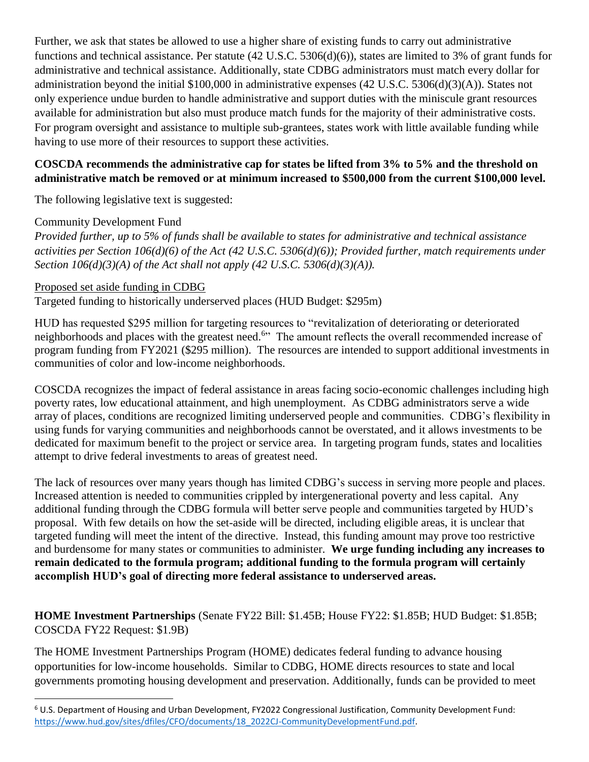Further, we ask that states be allowed to use a higher share of existing funds to carry out administrative functions and technical assistance. Per statute (42 U.S.C. 5306(d)(6)), states are limited to 3% of grant funds for administrative and technical assistance. Additionally, state CDBG administrators must match every dollar for administration beyond the initial $100,000 in administrative expenses (42 U.S.C. 5306(d)(3)(A)). States not only experience undue burden to handle administrative and support duties with the miniscule grant resources available for administration but also must produce match funds for the majority of their administrative costs. For program oversight and assistance to multiple sub-grantees, states work with little available funding while having to use more of their resources to support these activities.

**COSCDA recommends the administrative cap for states be lifted from 3% to 5% and the threshold on administrative match be removed or at minimum increased to $500,000 from the current $100,000 level.**

The following legislative text is suggested:

Community Development Fund
*Provided further, up to 5% of funds shall be available to states for administrative and technical assistance activities per Section 106(d)(6) of the Act (42 U.S.C. 5306(d)(6)); Provided further, match requirements under Section 106(d)(3)(A) of the Act shall not apply (42 U.S.C. 5306(d)(3)(A)).*

<u>Proposed set aside funding in CDBG</u>
Targeted funding to historically underserved places (HUD Budget: $295m)

HUD has requested $295 million for targeting resources to "revitalization of deteriorating or deteriorated neighborhoods and places with the greatest need.[6]" The amount reflects the overall recommended increase of program funding from FY2021 ($295 million). The resources are intended to support additional investments in communities of color and low-income neighborhoods.

COSCDA recognizes the impact of federal assistance in areas facing socio-economic challenges including high poverty rates, low educational attainment, and high unemployment. As CDBG administrators serve a wide array of places, conditions are recognized limiting underserved people and communities. CDBG's flexibility in using funds for varying communities and neighborhoods cannot be overstated, and it allows investments to be dedicated for maximum benefit to the project or service area. In targeting program funds, states and localities attempt to drive federal investments to areas of greatest need.

The lack of resources over many years though has limited CDBG's success in serving more people and places. Increased attention is needed to communities crippled by intergenerational poverty and less capital. Any additional funding through the CDBG formula will better serve people and communities targeted by HUD's proposal. With few details on how the set-aside will be directed, including eligible areas, it is unclear that targeted funding will meet the intent of the directive. Instead, this funding amount may prove too restrictive and burdensome for many states or communities to administer. **We urge funding including any increases to remain dedicated to the formula program; additional funding to the formula program will certainly accomplish HUD's goal of directing more federal assistance to underserved areas.**

**HOME Investment Partnerships** (Senate FY22 Bill: $1.45B; House FY22: $1.85B; HUD Budget: $1.85B; COSCDA FY22 Request: $1.9B)

The HOME Investment Partnerships Program (HOME) dedicates federal funding to advance housing opportunities for low-income households. Similar to CDBG, HOME directs resources to state and local governments promoting housing development and preservation. Additionally, funds can be provided to meet

[6] U.S. Department of Housing and Urban Development, FY2022 Congressional Justification, Community Development Fund: https://www.hud.gov/sites/dfiles/CFO/documents/18_2022CJ-CommunityDevelopmentFund.pdf.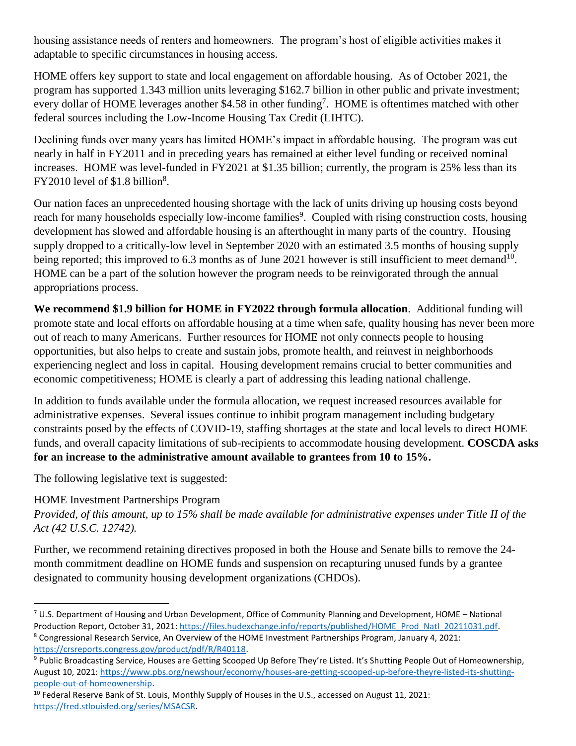housing assistance needs of renters and homeowners. The program's host of eligible activities makes it adaptable to specific circumstances in housing access.

HOME offers key support to state and local engagement on affordable housing. As of October 2021, the program has supported 1.343 million units leveraging $162.7 billion in other public and private investment; every dollar of HOME leverages another $4.58 in other funding[7]. HOME is oftentimes matched with other federal sources including the Low-Income Housing Tax Credit (LIHTC).

Declining funds over many years has limited HOME's impact in affordable housing. The program was cut nearly in half in FY2011 and in preceding years has remained at either level funding or received nominal increases. HOME was level-funded in FY2021 at $1.35 billion; currently, the program is 25% less than its FY2010 level of $1.8 billion[8].

Our nation faces an unprecedented housing shortage with the lack of units driving up housing costs beyond reach for many households especially low-income families[9]. Coupled with rising construction costs, housing development has slowed and affordable housing is an afterthought in many parts of the country. Housing supply dropped to a critically-low level in September 2020 with an estimated 3.5 months of housing supply being reported; this improved to 6.3 months as of June 2021 however is still insufficient to meet demand[10]. HOME can be a part of the solution however the program needs to be reinvigorated through the annual appropriations process.

**We recommend $1.9 billion for HOME in FY2022 through formula allocation**. Additional funding will promote state and local efforts on affordable housing at a time when safe, quality housing has never been more out of reach to many Americans. Further resources for HOME not only connects people to housing opportunities, but also helps to create and sustain jobs, promote health, and reinvest in neighborhoods experiencing neglect and loss in capital. Housing development remains crucial to better communities and economic competitiveness; HOME is clearly a part of addressing this leading national challenge.

In addition to funds available under the formula allocation, we request increased resources available for administrative expenses. Several issues continue to inhibit program management including budgetary constraints posed by the effects of COVID-19, staffing shortages at the state and local levels to direct HOME funds, and overall capacity limitations of sub-recipients to accommodate housing development. **COSCDA asks for an increase to the administrative amount available to grantees from 10 to 15%.**

The following legislative text is suggested:

HOME Investment Partnerships Program
*Provided, of this amount, up to 15% shall be made available for administrative expenses under Title II of the Act (42 U.S.C. 12742).*

Further, we recommend retaining directives proposed in both the House and Senate bills to remove the 24-month commitment deadline on HOME funds and suspension on recapturing unused funds by a grantee designated to community housing development organizations (CHDOs).

---

[7] U.S. Department of Housing and Urban Development, Office of Community Planning and Development, HOME – National Production Report, October 31, 2021: https://files.hudexchange.info/reports/published/HOME_Prod_Natl_20211031.pdf.

[8] Congressional Research Service, An Overview of the HOME Investment Partnerships Program, January 4, 2021: https://crsreports.congress.gov/product/pdf/R/R40118.

[9] Public Broadcasting Service, Houses are Getting Scooped Up Before They're Listed. It's Shutting People Out of Homeownership, August 10, 2021: https://www.pbs.org/newshour/economy/houses-are-getting-scooped-up-before-theyre-listed-its-shutting-people-out-of-homeownership.

[10] Federal Reserve Bank of St. Louis, Monthly Supply of Houses in the U.S., accessed on August 11, 2021: https://fred.stlouisfed.org/series/MSACSR.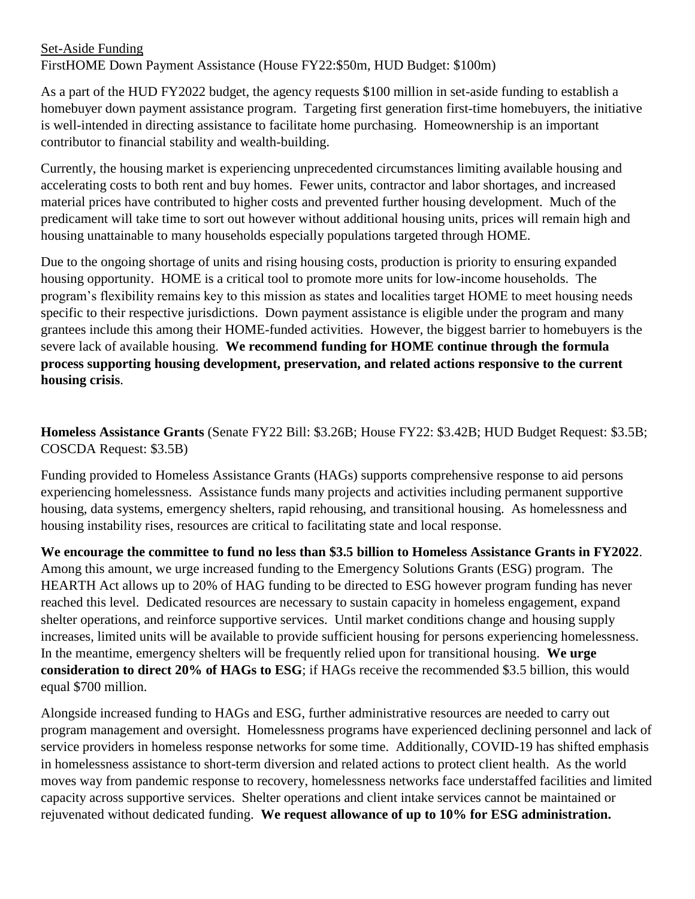Set-Aside Funding

FirstHOME Down Payment Assistance (House FY22:$50m, HUD Budget: $100m)

As a part of the HUD FY2022 budget, the agency requests $100 million in set-aside funding to establish a homebuyer down payment assistance program. Targeting first generation first-time homebuyers, the initiative is well-intended in directing assistance to facilitate home purchasing. Homeownership is an important contributor to financial stability and wealth-building.

Currently, the housing market is experiencing unprecedented circumstances limiting available housing and accelerating costs to both rent and buy homes. Fewer units, contractor and labor shortages, and increased material prices have contributed to higher costs and prevented further housing development. Much of the predicament will take time to sort out however without additional housing units, prices will remain high and housing unattainable to many households especially populations targeted through HOME.

Due to the ongoing shortage of units and rising housing costs, production is priority to ensuring expanded housing opportunity. HOME is a critical tool to promote more units for low-income households. The program's flexibility remains key to this mission as states and localities target HOME to meet housing needs specific to their respective jurisdictions. Down payment assistance is eligible under the program and many grantees include this among their HOME-funded activities. However, the biggest barrier to homebuyers is the severe lack of available housing. **We recommend funding for HOME continue through the formula process supporting housing development, preservation, and related actions responsive to the current housing crisis**.

**Homeless Assistance Grants** (Senate FY22 Bill: $3.26B; House FY22: $3.42B; HUD Budget Request: $3.5B; COSCDA Request: $3.5B)

Funding provided to Homeless Assistance Grants (HAGs) supports comprehensive response to aid persons experiencing homelessness. Assistance funds many projects and activities including permanent supportive housing, data systems, emergency shelters, rapid rehousing, and transitional housing. As homelessness and housing instability rises, resources are critical to facilitating state and local response.

**We encourage the committee to fund no less than $3.5 billion to Homeless Assistance Grants in FY2022**. Among this amount, we urge increased funding to the Emergency Solutions Grants (ESG) program. The HEARTH Act allows up to 20% of HAG funding to be directed to ESG however program funding has never reached this level. Dedicated resources are necessary to sustain capacity in homeless engagement, expand shelter operations, and reinforce supportive services. Until market conditions change and housing supply increases, limited units will be available to provide sufficient housing for persons experiencing homelessness. In the meantime, emergency shelters will be frequently relied upon for transitional housing. **We urge consideration to direct 20% of HAGs to ESG**; if HAGs receive the recommended $3.5 billion, this would equal $700 million.

Alongside increased funding to HAGs and ESG, further administrative resources are needed to carry out program management and oversight. Homelessness programs have experienced declining personnel and lack of service providers in homeless response networks for some time. Additionally, COVID-19 has shifted emphasis in homelessness assistance to short-term diversion and related actions to protect client health. As the world moves way from pandemic response to recovery, homelessness networks face understaffed facilities and limited capacity across supportive services. Shelter operations and client intake services cannot be maintained or rejuvenated without dedicated funding. **We request allowance of up to 10% for ESG administration.**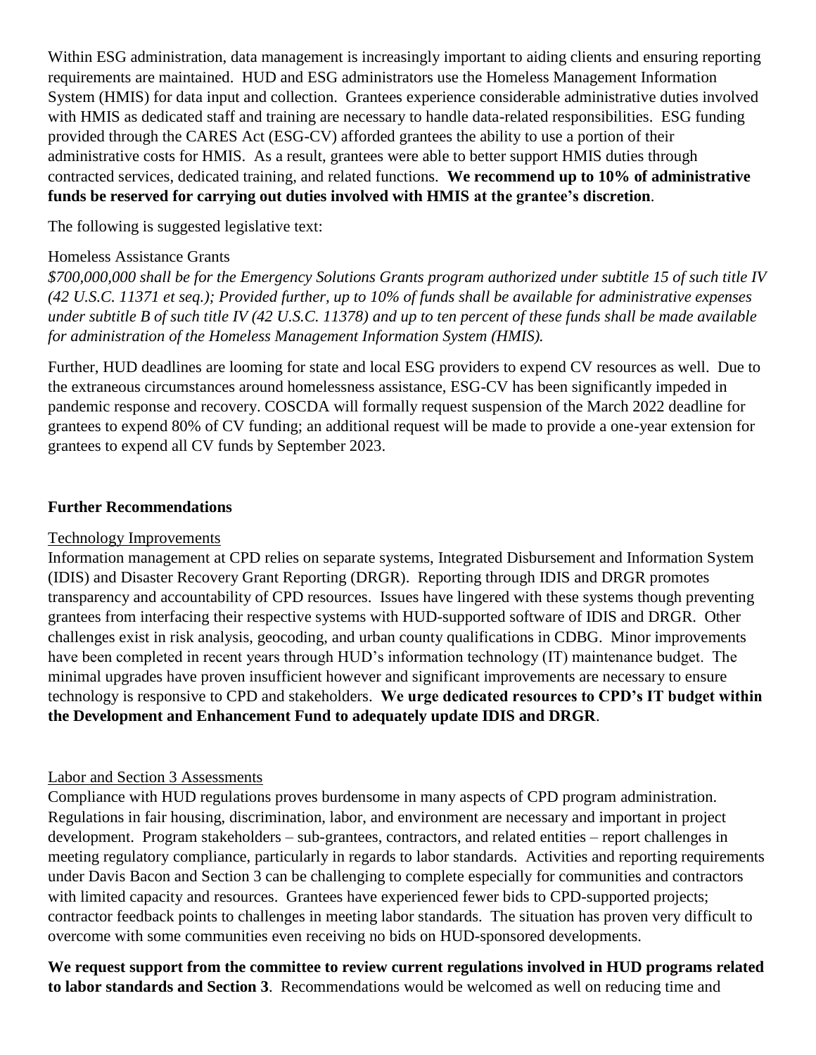Within ESG administration, data management is increasingly important to aiding clients and ensuring reporting requirements are maintained. HUD and ESG administrators use the Homeless Management Information System (HMIS) for data input and collection. Grantees experience considerable administrative duties involved with HMIS as dedicated staff and training are necessary to handle data-related responsibilities. ESG funding provided through the CARES Act (ESG-CV) afforded grantees the ability to use a portion of their administrative costs for HMIS. As a result, grantees were able to better support HMIS duties through contracted services, dedicated training, and related functions. **We recommend up to 10% of administrative funds be reserved for carrying out duties involved with HMIS at the grantee's discretion**.

The following is suggested legislative text:

Homeless Assistance Grants
*$700,000,000 shall be for the Emergency Solutions Grants program authorized under subtitle 15 of such title IV (42 U.S.C. 11371 et seq.); Provided further, up to 10% of funds shall be available for administrative expenses under subtitle B of such title IV (42 U.S.C. 11378) and up to ten percent of these funds shall be made available for administration of the Homeless Management Information System (HMIS).*

Further, HUD deadlines are looming for state and local ESG providers to expend CV resources as well. Due to the extraneous circumstances around homelessness assistance, ESG-CV has been significantly impeded in pandemic response and recovery. COSCDA will formally request suspension of the March 2022 deadline for grantees to expend 80% of CV funding; an additional request will be made to provide a one-year extension for grantees to expend all CV funds by September 2023.

## Further Recommendations

### Technology Improvements

Information management at CPD relies on separate systems, Integrated Disbursement and Information System (IDIS) and Disaster Recovery Grant Reporting (DRGR). Reporting through IDIS and DRGR promotes transparency and accountability of CPD resources. Issues have lingered with these systems though preventing grantees from interfacing their respective systems with HUD-supported software of IDIS and DRGR. Other challenges exist in risk analysis, geocoding, and urban county qualifications in CDBG. Minor improvements have been completed in recent years through HUD's information technology (IT) maintenance budget. The minimal upgrades have proven insufficient however and significant improvements are necessary to ensure technology is responsive to CPD and stakeholders. **We urge dedicated resources to CPD's IT budget within the Development and Enhancement Fund to adequately update IDIS and DRGR**.

### Labor and Section 3 Assessments

Compliance with HUD regulations proves burdensome in many aspects of CPD program administration. Regulations in fair housing, discrimination, labor, and environment are necessary and important in project development. Program stakeholders – sub-grantees, contractors, and related entities – report challenges in meeting regulatory compliance, particularly in regards to labor standards. Activities and reporting requirements under Davis Bacon and Section 3 can be challenging to complete especially for communities and contractors with limited capacity and resources. Grantees have experienced fewer bids to CPD-supported projects; contractor feedback points to challenges in meeting labor standards. The situation has proven very difficult to overcome with some communities even receiving no bids on HUD-sponsored developments.

**We request support from the committee to review current regulations involved in HUD programs related to labor standards and Section 3**. Recommendations would be welcomed as well on reducing time and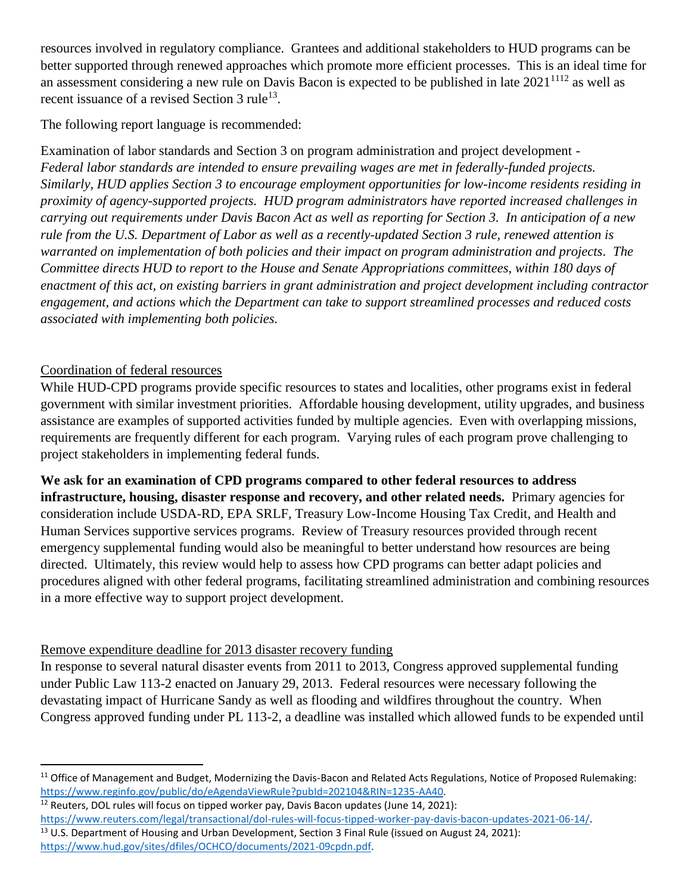resources involved in regulatory compliance. Grantees and additional stakeholders to HUD programs can be better supported through renewed approaches which promote more efficient processes. This is an ideal time for an assessment considering a new rule on Davis Bacon is expected to be published in late 2021[11][12] as well as recent issuance of a revised Section 3 rule[13].

The following report language is recommended:

Examination of labor standards and Section 3 on program administration and project development - *Federal labor standards are intended to ensure prevailing wages are met in federally-funded projects. Similarly, HUD applies Section 3 to encourage employment opportunities for low-income residents residing in proximity of agency-supported projects. HUD program administrators have reported increased challenges in carrying out requirements under Davis Bacon Act as well as reporting for Section 3. In anticipation of a new rule from the U.S. Department of Labor as well as a recently-updated Section 3 rule, renewed attention is warranted on implementation of both policies and their impact on program administration and projects. The Committee directs HUD to report to the House and Senate Appropriations committees, within 180 days of enactment of this act, on existing barriers in grant administration and project development including contractor engagement, and actions which the Department can take to support streamlined processes and reduced costs associated with implementing both policies.*

<u>Coordination of federal resources</u>

While HUD-CPD programs provide specific resources to states and localities, other programs exist in federal government with similar investment priorities. Affordable housing development, utility upgrades, and business assistance are examples of supported activities funded by multiple agencies. Even with overlapping missions, requirements are frequently different for each program. Varying rules of each program prove challenging to project stakeholders in implementing federal funds.

**We ask for an examination of CPD programs compared to other federal resources to address infrastructure, housing, disaster response and recovery, and other related needs.** Primary agencies for consideration include USDA-RD, EPA SRLF, Treasury Low-Income Housing Tax Credit, and Health and Human Services supportive services programs. Review of Treasury resources provided through recent emergency supplemental funding would also be meaningful to better understand how resources are being directed. Ultimately, this review would help to assess how CPD programs can better adapt policies and procedures aligned with other federal programs, facilitating streamlined administration and combining resources in a more effective way to support project development.

<u>Remove expenditure deadline for 2013 disaster recovery funding</u>

In response to several natural disaster events from 2011 to 2013, Congress approved supplemental funding under Public Law 113-2 enacted on January 29, 2013. Federal resources were necessary following the devastating impact of Hurricane Sandy as well as flooding and wildfires throughout the country. When Congress approved funding under PL 113-2, a deadline was installed which allowed funds to be expended until

---

[11] Office of Management and Budget, Modernizing the Davis-Bacon and Related Acts Regulations, Notice of Proposed Rulemaking: https://www.reginfo.gov/public/do/eAgendaViewRule?pubId=202104&RIN=1235-AA40.

[12] Reuters, DOL rules will focus on tipped worker pay, Davis Bacon updates (June 14, 2021): https://www.reuters.com/legal/transactional/dol-rules-will-focus-tipped-worker-pay-davis-bacon-updates-2021-06-14/.

[13] U.S. Department of Housing and Urban Development, Section 3 Final Rule (issued on August 24, 2021): https://www.hud.gov/sites/dfiles/OCHCO/documents/2021-09cpdn.pdf.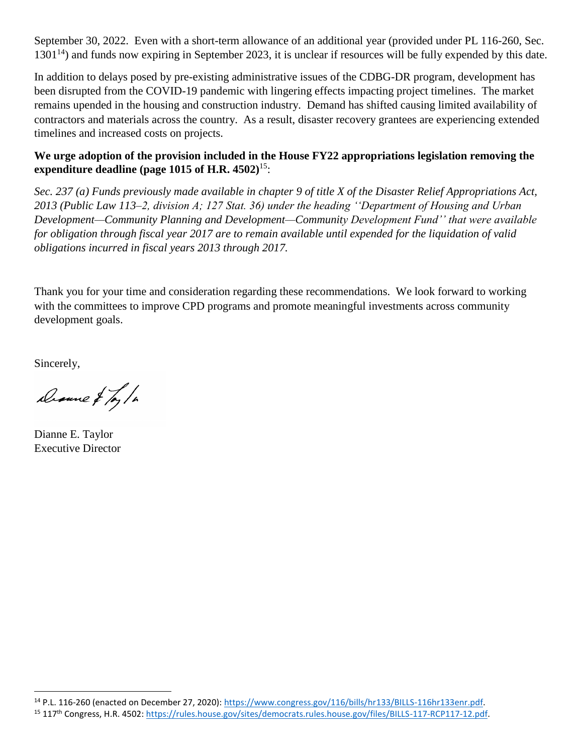September 30, 2022. Even with a short-term allowance of an additional year (provided under PL 116-260, Sec. 1301[14]) and funds now expiring in September 2023, it is unclear if resources will be fully expended by this date.

In addition to delays posed by pre-existing administrative issues of the CDBG-DR program, development has been disrupted from the COVID-19 pandemic with lingering effects impacting project timelines. The market remains upended in the housing and construction industry. Demand has shifted causing limited availability of contractors and materials across the country. As a result, disaster recovery grantees are experiencing extended timelines and increased costs on projects.

**We urge adoption of the provision included in the House FY22 appropriations legislation removing the expenditure deadline (page 1015 of H.R. 4502)**[15]:

*Sec. 237 (a) Funds previously made available in chapter 9 of title X of the Disaster Relief Appropriations Act, 2013 (Public Law 113–2, division A; 127 Stat. 36) under the heading ''Department of Housing and Urban Development—Community Planning and Development—Community Development Fund'' that were available for obligation through fiscal year 2017 are to remain available until expended for the liquidation of valid obligations incurred in fiscal years 2013 through 2017.*

Thank you for your time and consideration regarding these recommendations. We look forward to working with the committees to improve CPD programs and promote meaningful investments across community development goals.

Sincerely,

Dianne E. Taylor
Executive Director

---

[14] P.L. 116-260 (enacted on December 27, 2020): https://www.congress.gov/116/bills/hr133/BILLS-116hr133enr.pdf.

[15] 117th Congress, H.R. 4502: https://rules.house.gov/sites/democrats.rules.house.gov/files/BILLS-117-RCP117-12.pdf.